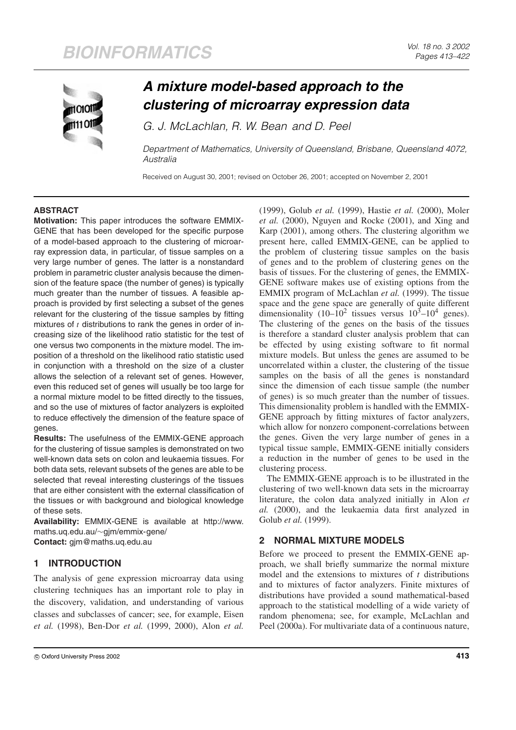# A mixture model-based approach to the clustering of microarray expression data

G. J. McLachlan, R. W. Bean and D. Peel

*Department of Mathematics, University of Queensland, Brisbane, Queensland 4072, Australia*

Received on August 30, 2001; revised on October 26, 2001; accepted on November 2, 2001

## ABSTRACT

**Motivation:** This paper introduces the software EMMIX-GENE that has been developed for the specific purpose of a model-based approach to the clustering of microarray expression data, in particular, of tissue samples on a very large number of genes. The latter is a nonstandard problem in parametric cluster analysis because the dimension of the feature space (the number of genes) is typically much greater than the number of tissues. A feasible approach is provided by first selecting a subset of the genes relevant for the clustering of the tissue samples by fitting mixtures of $t$ distributions to rank the genes in order of increasing size of the likelihood ratio statistic for the test of one versus two components in the mixture model. The imposition of a threshold on the likelihood ratio statistic used in conjunction with a threshold on the size of a cluster allows the selection of a relevant set of genes. However, even this reduced set of genes will usually be too large for a normal mixture model to be fitted directly to the tissues, and so the use of mixtures of factor analyzers is exploited to reduce effectively the dimension of the feature space of genes.

**Results:** The usefulness of the EMMIX-GENE approach for the clustering of tissue samples is demonstrated on two well-known data sets on colon and leukaemia tissues. For both data sets, relevant subsets of the genes are able to be selected that reveal interesting clusterings of the tissues that are either consistent with the external classification of the tissues or with background and biological knowledge of these sets.

**Availability:** EMMIX-GENE is available at http://www.maths.uq.edu.au/~gjm/emmix-gene/

**Contact:** gjm@maths.uq.edu.au

## 1 INTRODUCTION

The analysis of gene expression microarray data using clustering techniques has an important role to play in the discovery, validation, and understanding of various classes and subclasses of cancer; see, for example, Eisen *et al.* (1998), Ben-Dor *et al.* (1999, 2000), Alon *et al.* (1999), Golub *et al.* (1999), Hastie *et al.* (2000), Moler *et al.* (2000), Nguyen and Rocke (2001), and Xing and Karp (2001), among others. The clustering algorithm we present here, called EMMIX-GENE, can be applied to the problem of clustering tissue samples on the basis of genes and to the problem of clustering genes on the basis of tissues. For the clustering of genes, the EMMIX-GENE software makes use of existing options from the EMMIX program of McLachlan *et al.* (1999). The tissue space and the gene space are generally of quite different dimensionality ($10$–$10^2$ tissues versus $10^3$–$10^4$ genes). The clustering of the genes on the basis of the tissues is therefore a standard cluster analysis problem that can be effected by using existing software to fit normal mixture models. But unless the genes are assumed to be uncorrelated within a cluster, the clustering of the tissue samples on the basis of all the genes is nonstandard since the dimension of each tissue sample (the number of genes) is so much greater than the number of tissues. This dimensionality problem is handled with the EMMIX-GENE approach by fitting mixtures of factor analyzers, which allow for nonzero component-correlations between the genes. Given the very large number of genes in a typical tissue sample, EMMIX-GENE initially considers a reduction in the number of genes to be used in the clustering process.

The EMMIX-GENE approach is to be illustrated in the clustering of two well-known data sets in the microarray literature, the colon data analyzed initially in Alon *et al.* (2000), and the leukaemia data first analyzed in Golub *et al.* (1999).

## 2 NORMAL MIXTURE MODELS

Before we proceed to present the EMMIX-GENE approach, we shall briefly summarize the normal mixture model and the extensions to mixtures of $t$ distributions and to mixtures of factor analyzers. Finite mixtures of distributions have provided a sound mathematical-based approach to the statistical modelling of a wide variety of random phenomena; see, for example, McLachlan and Peel (2000a). For multivariate data of a continuous nature,

© Oxford University Press 2002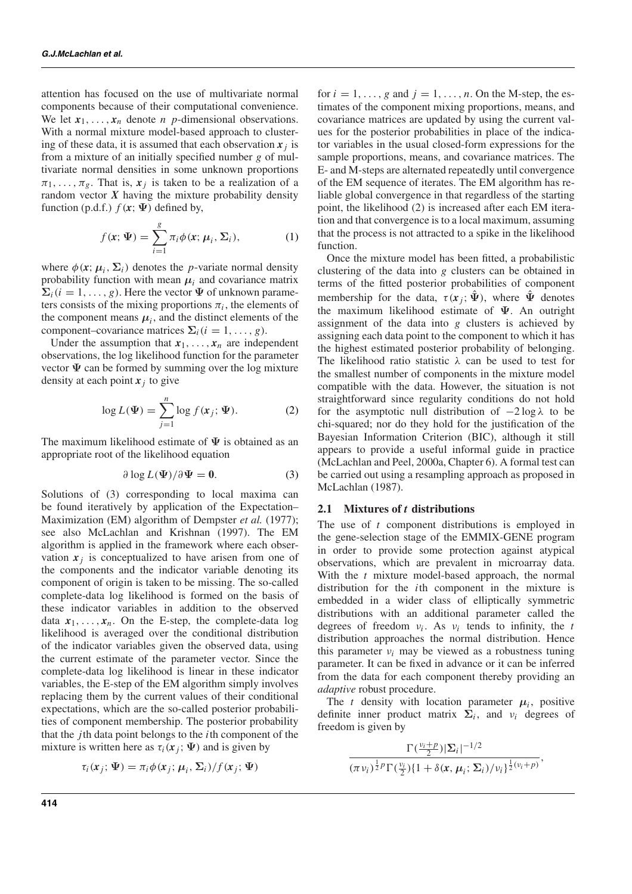attention has focused on the use of multivariate normal components because of their computational convenience. We let $\boldsymbol{x}_1, \ldots, \boldsymbol{x}_n$ denote $n$ $p$-dimensional observations. With a normal mixture model-based approach to clustering of these data, it is assumed that each observation $\boldsymbol{x}_j$ is from a mixture of an initially specified number $g$ of multivariate normal densities in some unknown proportions $\pi_1, \ldots, \pi_g$. That is, $\boldsymbol{x}_j$ is taken to be a realization of a random vector $\boldsymbol{X}$ having the mixture probability density function (p.d.f.) $f(\boldsymbol{x}; \boldsymbol{\Psi})$ defined by,

$$f(\boldsymbol{x}; \boldsymbol{\Psi}) = \sum_{i=1}^{g} \pi_i \phi(\boldsymbol{x}; \boldsymbol{\mu}_i, \boldsymbol{\Sigma}_i), \tag{1}$$

where $\phi(\boldsymbol{x}; \boldsymbol{\mu}_i, \boldsymbol{\Sigma}_i)$ denotes the $p$-variate normal density probability function with mean $\boldsymbol{\mu}_i$ and covariance matrix $\boldsymbol{\Sigma}_i (i = 1, \ldots, g)$. Here the vector $\boldsymbol{\Psi}$ of unknown parameters consists of the mixing proportions $\pi_i$, the elements of the component means $\boldsymbol{\mu}_i$, and the distinct elements of the component–covariance matrices $\boldsymbol{\Sigma}_i (i = 1, \ldots, g)$.

Under the assumption that $\boldsymbol{x}_1, \ldots, \boldsymbol{x}_n$ are independent observations, the log likelihood function for the parameter vector $\boldsymbol{\Psi}$ can be formed by summing over the log mixture density at each point $\boldsymbol{x}_j$ to give

$$\log L(\boldsymbol{\Psi}) = \sum_{j=1}^{n} \log f(\boldsymbol{x}_j; \boldsymbol{\Psi}). \tag{2}$$

The maximum likelihood estimate of $\boldsymbol{\Psi}$ is obtained as an appropriate root of the likelihood equation

$$\partial \log L(\boldsymbol{\Psi}) / \partial \boldsymbol{\Psi} = \boldsymbol{0}. \tag{3}$$

Solutions of (3) corresponding to local maxima can be found iteratively by application of the Expectation–Maximization (EM) algorithm of Dempster *et al.* (1977); see also McLachlan and Krishnan (1997). The EM algorithm is applied in the framework where each observation $\boldsymbol{x}_j$ is conceptualized to have arisen from one of the components and the indicator variable denoting its component of origin is taken to be missing. The so-called complete-data log likelihood is formed on the basis of these indicator variables in addition to the observed data $\boldsymbol{x}_1, \ldots, \boldsymbol{x}_n$. On the E-step, the complete-data log likelihood is averaged over the conditional distribution of the indicator variables given the observed data, using the current estimate of the parameter vector. Since the complete-data log likelihood is linear in these indicator variables, the E-step of the EM algorithm simply involves replacing them by the current values of their conditional expectations, which are the so-called posterior probabilities of component membership. The posterior probability that the $j$th data point belongs to the $i$th component of the mixture is written here as $\tau_i(\boldsymbol{x}_j; \boldsymbol{\Psi})$ and is given by

$$\tau_i(\boldsymbol{x}_j; \boldsymbol{\Psi}) = \pi_i \phi(\boldsymbol{x}_j; \boldsymbol{\mu}_i, \boldsymbol{\Sigma}_i) / f(\boldsymbol{x}_j; \boldsymbol{\Psi})$$

for $i = 1, \ldots, g$ and $j = 1, \ldots, n$. On the M-step, the estimates of the component mixing proportions, means, and covariance matrices are updated by using the current values for the posterior probabilities in place of the indicator variables in the usual closed-form expressions for the sample proportions, means, and covariance matrices. The E- and M-steps are alternated repeatedly until convergence of the EM sequence of iterates. The EM algorithm has reliable global convergence in that regardless of the starting point, the likelihood (2) is increased after each EM iteration and that convergence is to a local maximum, assuming that the process is not attracted to a spike in the likelihood function.

Once the mixture model has been fitted, a probabilistic clustering of the data into $g$ clusters can be obtained in terms of the fitted posterior probabilities of component membership for the data, $\tau(\boldsymbol{x}_j; \hat{\boldsymbol{\Psi}})$, where $\hat{\boldsymbol{\Psi}}$ denotes the maximum likelihood estimate of $\boldsymbol{\Psi}$. An outright assignment of the data into $g$ clusters is achieved by assigning each data point to the component to which it has the highest estimated posterior probability of belonging. The likelihood ratio statistic $\lambda$ can be used to test for the smallest number of components in the mixture model compatible with the data. However, the situation is not straightforward since regularity conditions do not hold for the asymptotic null distribution of $-2 \log \lambda$ to be chi-squared; nor do they hold for the justification of the Bayesian Information Criterion (BIC), although it still appears to provide a useful informal guide in practice (McLachlan and Peel, 2000a, Chapter 6). A formal test can be carried out using a resampling approach as proposed in McLachlan (1987).

## 2.1 Mixtures of *t* distributions

The use of $t$ component distributions is employed in the gene-selection stage of the EMMIX-GENE program in order to provide some protection against atypical observations, which are prevalent in microarray data. With the $t$ mixture model-based approach, the normal distribution for the $i$th component in the mixture is embedded in a wider class of elliptically symmetric distributions with an additional parameter called the degrees of freedom $\nu_i$. As $\nu_i$ tends to infinity, the $t$ distribution approaches the normal distribution. Hence this parameter $\nu_i$ may be viewed as a robustness tuning parameter. It can be fixed in advance or it can be inferred from the data for each component thereby providing an *adaptive* robust procedure.

The $t$ density with location parameter $\boldsymbol{\mu}_i$, positive definite inner product matrix $\boldsymbol{\Sigma}_i$, and $\nu_i$ degrees of freedom is given by

$$\frac{\Gamma(\frac{\nu_i + p}{2}) |\boldsymbol{\Sigma}_i|^{-1/2}}{(\pi \nu_i)^{\frac{1}{2}p} \Gamma(\frac{\nu_i}{2}) \{1 + \delta(\boldsymbol{x}, \boldsymbol{\mu}_i; \boldsymbol{\Sigma}_i)/\nu_i\}^{\frac{1}{2}(\nu_i + p)}},$$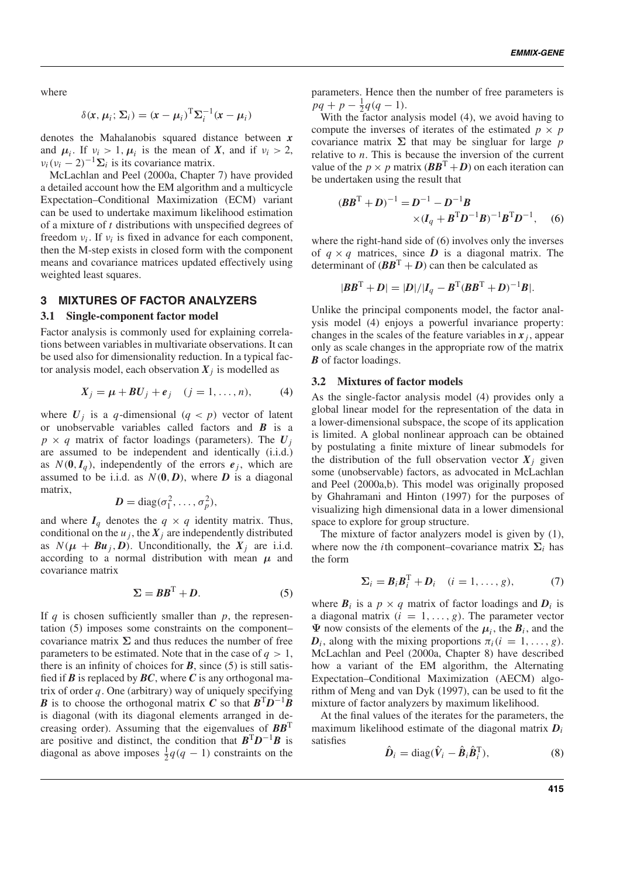where

$$\delta(\boldsymbol{x}, \boldsymbol{\mu}_i; \boldsymbol{\Sigma}_i) = (\boldsymbol{x} - \boldsymbol{\mu}_i)^{\mathrm{T}} \boldsymbol{\Sigma}_i^{-1} (\boldsymbol{x} - \boldsymbol{\mu}_i)$$

denotes the Mahalanobis squared distance between $\boldsymbol{x}$ and $\boldsymbol{\mu}_i$. If $\nu_i > 1$, $\boldsymbol{\mu}_i$ is the mean of $\boldsymbol{X}$, and if $\nu_i > 2$, $\nu_i(\nu_i - 2)^{-1}\boldsymbol{\Sigma}_i$ is its covariance matrix.

McLachlan and Peel (2000a, Chapter 7) have provided a detailed account how the EM algorithm and a multicycle Expectation–Conditional Maximization (ECM) variant can be used to undertake maximum likelihood estimation of a mixture of $t$ distributions with unspecified degrees of freedom $\nu_i$. If $\nu_i$ is fixed in advance for each component, then the M-step exists in closed form with the component means and covariance matrices updated effectively using weighted least squares.

## 3 MIXTURES OF FACTOR ANALYZERS

### 3.1 Single-component factor model

Factor analysis is commonly used for explaining correlations between variables in multivariate observations. It can be used also for dimensionality reduction. In a typical factor analysis model, each observation $\boldsymbol{X}_j$ is modelled as

$$\boldsymbol{X}_j = \boldsymbol{\mu} + \boldsymbol{B}\boldsymbol{U}_j + \boldsymbol{e}_j \quad (j = 1, \ldots, n), \tag{4}$$

where $\boldsymbol{U}_j$ is a $q$-dimensional ($q < p$) vector of latent or unobservable variables called factors and $\boldsymbol{B}$ is a $p \times q$ matrix of factor loadings (parameters). The $\boldsymbol{U}_j$ are assumed to be independent and identically (i.i.d.) as $N(\boldsymbol{0}, \boldsymbol{I}_q)$, independently of the errors $\boldsymbol{e}_j$, which are assumed to be i.i.d. as $N(\boldsymbol{0}, \boldsymbol{D})$, where $\boldsymbol{D}$ is a diagonal matrix,

$$\boldsymbol{D} = \mathrm{diag}(\sigma_1^2, \ldots, \sigma_p^2),$$

and where $\boldsymbol{I}_q$ denotes the $q \times q$ identity matrix. Thus, conditional on the $u_j$, the $\boldsymbol{X}_j$ are independently distributed as $N(\boldsymbol{\mu} + \boldsymbol{B}\boldsymbol{u}_j, \boldsymbol{D})$. Unconditionally, the $\boldsymbol{X}_j$ are i.i.d. according to a normal distribution with mean $\boldsymbol{\mu}$ and covariance matrix

$$\boldsymbol{\Sigma} = \boldsymbol{B}\boldsymbol{B}^{\mathrm{T}} + \boldsymbol{D}. \tag{5}$$

If $q$ is chosen sufficiently smaller than $p$, the representation (5) imposes some constraints on the component–covariance matrix $\boldsymbol{\Sigma}$ and thus reduces the number of free parameters to be estimated. Note that in the case of $q > 1$, there is an infinity of choices for $\boldsymbol{B}$, since (5) is still satisfied if $\boldsymbol{B}$ is replaced by $\boldsymbol{BC}$, where $\boldsymbol{C}$ is any orthogonal matrix of order $q$. One (arbitrary) way of uniquely specifying $\boldsymbol{B}$ is to choose the orthogonal matrix $\boldsymbol{C}$ so that $\boldsymbol{B}^{\mathrm{T}}\boldsymbol{D}^{-1}\boldsymbol{B}$ is diagonal (with its diagonal elements arranged in decreasing order). Assuming that the eigenvalues of $\boldsymbol{B}\boldsymbol{B}^{\mathrm{T}}$ are positive and distinct, the condition that $\boldsymbol{B}^{\mathrm{T}}\boldsymbol{D}^{-1}\boldsymbol{B}$ is diagonal as above imposes $\frac{1}{2}q(q-1)$ constraints on the parameters. Hence then the number of free parameters is $pq + p - \frac{1}{2}q(q-1)$.

With the factor analysis model (4), we avoid having to compute the inverses of iterates of the estimated $p \times p$ covariance matrix $\boldsymbol{\Sigma}$ that may be singluar for large $p$ relative to $n$. This is because the inversion of the current value of the $p \times p$ matrix $(\boldsymbol{B}\boldsymbol{B}^{\mathrm{T}} + \boldsymbol{D})$ on each iteration can be undertaken using the result that

$$(\boldsymbol{B}\boldsymbol{B}^{\mathrm{T}} + \boldsymbol{D})^{-1} = \boldsymbol{D}^{-1} - \boldsymbol{D}^{-1}\boldsymbol{B} \times (\boldsymbol{I}_q + \boldsymbol{B}^{\mathrm{T}}\boldsymbol{D}^{-1}\boldsymbol{B})^{-1}\boldsymbol{B}^{\mathrm{T}}\boldsymbol{D}^{-1}, \tag{6}$$

where the right-hand side of (6) involves only the inverses of $q \times q$ matrices, since $\boldsymbol{D}$ is a diagonal matrix. The determinant of $(\boldsymbol{B}\boldsymbol{B}^{\mathrm{T}} + \boldsymbol{D})$ can then be calculated as

$$|\boldsymbol{B}\boldsymbol{B}^{\mathrm{T}} + \boldsymbol{D}| = |\boldsymbol{D}| / |\boldsymbol{I}_q - \boldsymbol{B}^{\mathrm{T}}(\boldsymbol{B}\boldsymbol{B}^{\mathrm{T}} + \boldsymbol{D})^{-1}\boldsymbol{B}|.$$

Unlike the principal components model, the factor analysis model (4) enjoys a powerful invariance property: changes in the scales of the feature variables in $\boldsymbol{x}_j$, appear only as scale changes in the appropriate row of the matrix $\boldsymbol{B}$ of factor loadings.

### 3.2 Mixtures of factor models

As the single-factor analysis model (4) provides only a global linear model for the representation of the data in a lower-dimensional subspace, the scope of its application is limited. A global nonlinear approach can be obtained by postulating a finite mixture of linear submodels for the distribution of the full observation vector $\boldsymbol{X}_j$ given some (unobservable) factors, as advocated in McLachlan and Peel (2000a,b). This model was originally proposed by Ghahramani and Hinton (1997) for the purposes of visualizing high dimensional data in a lower dimensional space to explore for group structure.

The mixture of factor analyzers model is given by (1), where now the $i$th component–covariance matrix $\boldsymbol{\Sigma}_i$ has the form

$$\boldsymbol{\Sigma}_i = \boldsymbol{B}_i\boldsymbol{B}_i^{\mathrm{T}} + \boldsymbol{D}_i \quad (i = 1, \ldots, g), \tag{7}$$

where $\boldsymbol{B}_i$ is a $p \times q$ matrix of factor loadings and $\boldsymbol{D}_i$ is a diagonal matrix ($i = 1, \ldots, g$). The parameter vector $\boldsymbol{\Psi}$ now consists of the elements of the $\boldsymbol{\mu}_i$, the $\boldsymbol{B}_i$, and the $\boldsymbol{D}_i$, along with the mixing proportions $\pi_i (i = 1, \ldots, g)$. McLachlan and Peel (2000a, Chapter 8) have described how a variant of the EM algorithm, the Alternating Expectation–Conditional Maximization (AECM) algorithm of Meng and van Dyk (1997), can be used to fit the mixture of factor analyzers by maximum likelihood.

At the final values of the iterates for the parameters, the maximum likelihood estimate of the diagonal matrix $\boldsymbol{D}_i$ satisfies

$$\hat{\boldsymbol{D}}_i = \mathrm{diag}(\hat{\boldsymbol{V}}_i - \hat{\boldsymbol{B}}_i\hat{\boldsymbol{B}}_i^{\mathrm{T}}), \tag{8}$$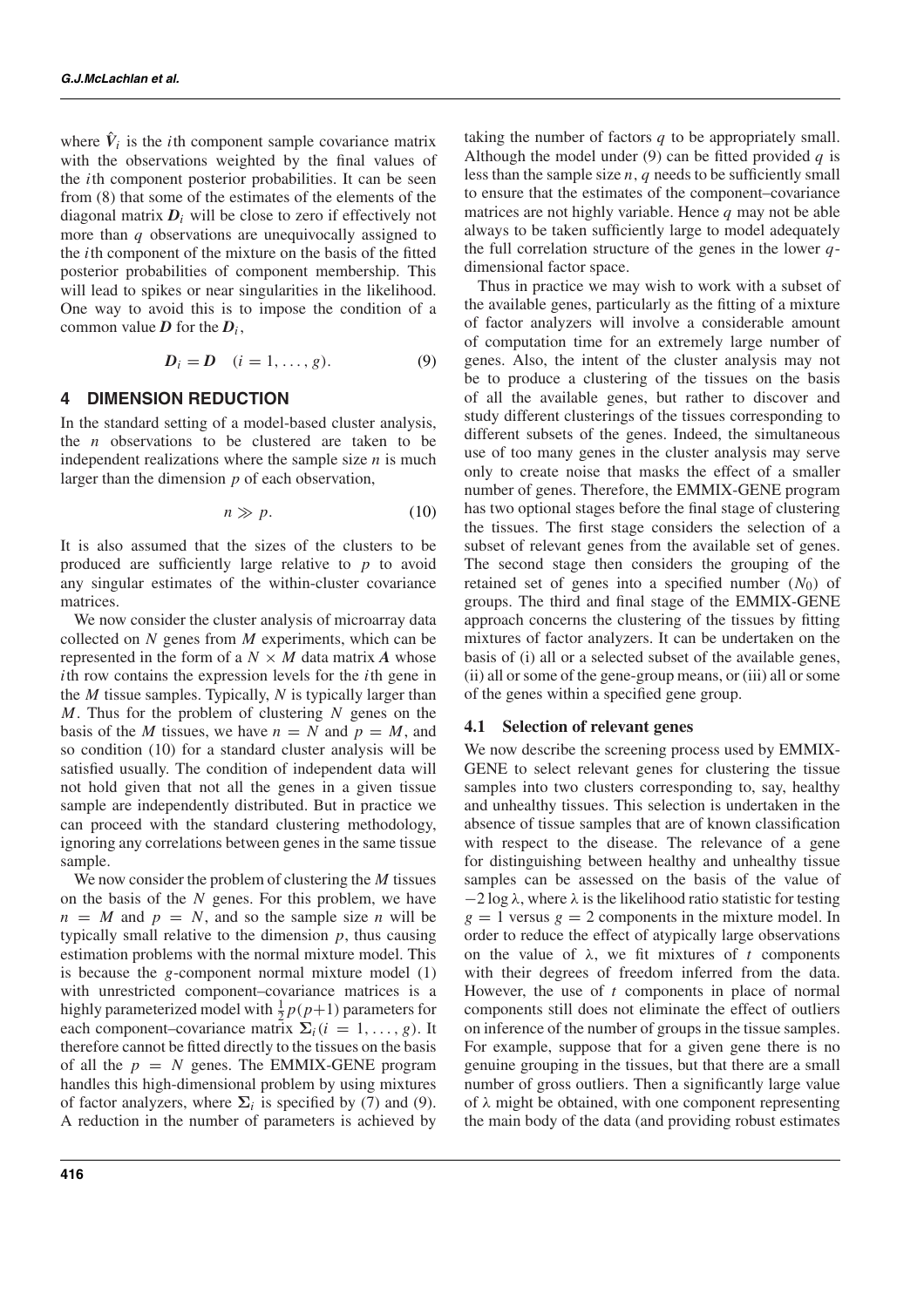where $\hat{\boldsymbol{V}}_i$ is the $i$th component sample covariance matrix with the observations weighted by the final values of the $i$th component posterior probabilities. It can be seen from (8) that some of the estimates of the elements of the diagonal matrix $\boldsymbol{D}_i$ will be close to zero if effectively not more than $q$ observations are unequivocally assigned to the $i$th component of the mixture on the basis of the fitted posterior probabilities of component membership. This will lead to spikes or near singularities in the likelihood. One way to avoid this is to impose the condition of a common value $\boldsymbol{D}$ for the $\boldsymbol{D}_i$,

$$\boldsymbol{D}_i = \boldsymbol{D} \quad (i = 1, \ldots, g). \tag{9}$$

## 4 DIMENSION REDUCTION

In the standard setting of a model-based cluster analysis, the $n$ observations to be clustered are taken to be independent realizations where the sample size $n$ is much larger than the dimension $p$ of each observation,

$$n \gg p. \tag{10}$$

It is also assumed that the sizes of the clusters to be produced are sufficiently large relative to $p$ to avoid any singular estimates of the within-cluster covariance matrices.

We now consider the cluster analysis of microarray data collected on $N$ genes from $M$ experiments, which can be represented in the form of a $N \times M$ data matrix $\boldsymbol{A}$ whose $i$th row contains the expression levels for the $i$th gene in the $M$ tissue samples. Typically, $N$ is typically larger than $M$. Thus for the problem of clustering $N$ genes on the basis of the $M$ tissues, we have $n = N$ and $p = M$, and so condition (10) for a standard cluster analysis will be satisfied usually. The condition of independent data will not hold given that not all the genes in a given tissue sample are independently distributed. But in practice we can proceed with the standard clustering methodology, ignoring any correlations between genes in the same tissue sample.

We now consider the problem of clustering the $M$ tissues on the basis of the $N$ genes. For this problem, we have $n = M$ and $p = N$, and so the sample size $n$ will be typically small relative to the dimension $p$, thus causing estimation problems with the normal mixture model. This is because the $g$-component normal mixture model (1) with unrestricted component–covariance matrices is a highly parameterized model with $\frac{1}{2}p(p+1)$ parameters for each component–covariance matrix $\boldsymbol{\Sigma}_i (i = 1, \ldots, g)$. It therefore cannot be fitted directly to the tissues on the basis of all the $p = N$ genes. The EMMIX-GENE program handles this high-dimensional problem by using mixtures of factor analyzers, where $\boldsymbol{\Sigma}_i$ is specified by (7) and (9). A reduction in the number of parameters is achieved by taking the number of factors $q$ to be appropriately small. Although the model under (9) can be fitted provided $q$ is less than the sample size $n$, $q$ needs to be sufficiently small to ensure that the estimates of the component–covariance matrices are not highly variable. Hence $q$ may not be able always to be taken sufficiently large to model adequately the full correlation structure of the genes in the lower $q$-dimensional factor space.

Thus in practice we may wish to work with a subset of the available genes, particularly as the fitting of a mixture of factor analyzers will involve a considerable amount of computation time for an extremely large number of genes. Also, the intent of the cluster analysis may not be to produce a clustering of the tissues on the basis of all the available genes, but rather to discover and study different clusterings of the tissues corresponding to different subsets of the genes. Indeed, the simultaneous use of too many genes in the cluster analysis may serve only to create noise that masks the effect of a smaller number of genes. Therefore, the EMMIX-GENE program has two optional stages before the final stage of clustering the tissues. The first stage considers the selection of a subset of relevant genes from the available set of genes. The second stage then considers the grouping of the retained set of genes into a specified number ($N_0$) of groups. The third and final stage of the EMMIX-GENE approach concerns the clustering of the tissues by fitting mixtures of factor analyzers. It can be undertaken on the basis of (i) all or a selected subset of the available genes, (ii) all or some of the gene-group means, or (iii) all or some of the genes within a specified gene group.

### 4.1 Selection of relevant genes

We now describe the screening process used by EMMIX-GENE to select relevant genes for clustering the tissue samples into two clusters corresponding to, say, healthy and unhealthy tissues. This selection is undertaken in the absence of tissue samples that are of known classification with respect to the disease. The relevance of a gene for distinguishing between healthy and unhealthy tissue samples can be assessed on the basis of the value of $-2 \log \lambda$, where $\lambda$ is the likelihood ratio statistic for testing $g = 1$ versus $g = 2$ components in the mixture model. In order to reduce the effect of atypically large observations on the value of $\lambda$, we fit mixtures of $t$ components with their degrees of freedom inferred from the data. However, the use of $t$ components in place of normal components still does not eliminate the effect of outliers on inference of the number of groups in the tissue samples. For example, suppose that for a given gene there is no genuine grouping in the tissues, but that there are a small number of gross outliers. Then a significantly large value of $\lambda$ might be obtained, with one component representing the main body of the data (and providing robust estimates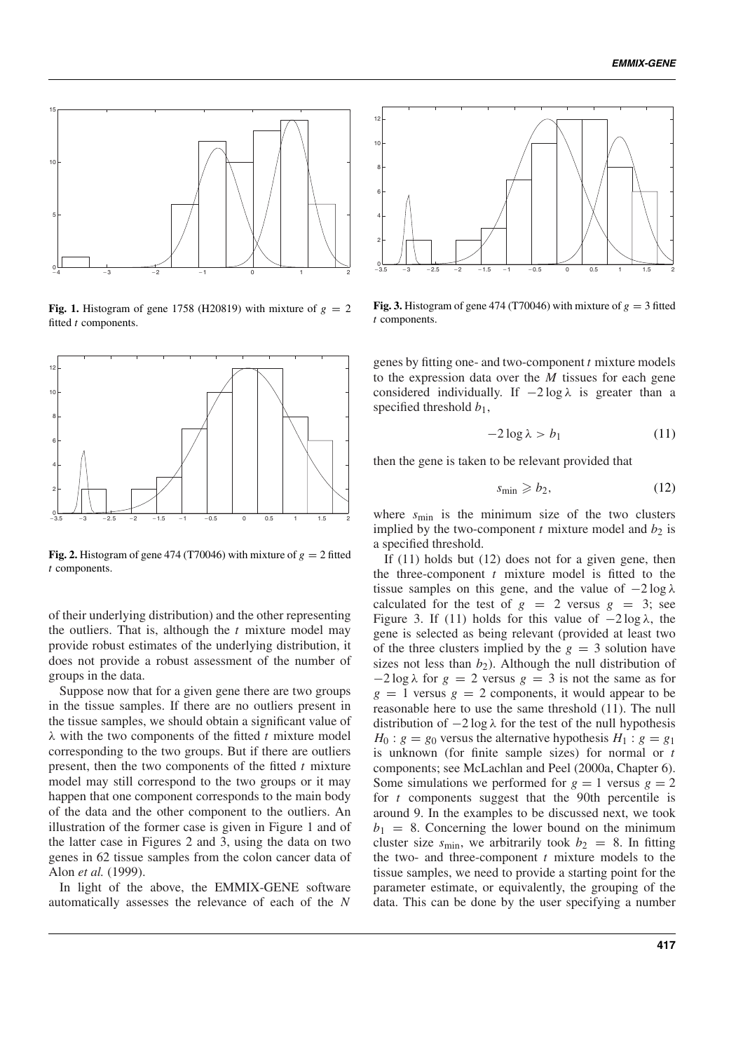Fig. 1. Histogram of gene 1758 (H20819) with mixture of $g = 2$ fitted $t$ components.

Fig. 2. Histogram of gene 474 (T70046) with mixture of $g = 2$ fitted $t$ components.

of their underlying distribution) and the other representing the outliers. That is, although the $t$ mixture model may provide robust estimates of the underlying distribution, it does not provide a robust assessment of the number of groups in the data.

Suppose now that for a given gene there are two groups in the tissue samples. If there are no outliers present in the tissue samples, we should obtain a significant value of $\lambda$ with the two components of the fitted $t$ mixture model corresponding to the two groups. But if there are outliers present, then the two components of the fitted $t$ mixture model may still correspond to the two groups or it may happen that one component corresponds to the main body of the data and the other component to the outliers. An illustration of the former case is given in Figure 1 and of the latter case in Figures 2 and 3, using the data on two genes in 62 tissue samples from the colon cancer data of Alon *et al.* (1999).

In light of the above, the EMMIX-GENE software automatically assesses the relevance of each of the $N$ genes by fitting one- and two-component $t$ mixture models to the expression data over the $M$ tissues for each gene considered individually. If $-2 \log \lambda$ is greater than a specified threshold $b_1$,

$$-2 \log \lambda > b_1 \tag{11}$$

then the gene is taken to be relevant provided that

$$s_{\min} \geqslant b_2, \tag{12}$$

where $s_{\min}$ is the minimum size of the two clusters implied by the two-component $t$ mixture model and $b_2$ is a specified threshold.

If (11) holds but (12) does not for a given gene, then the three-component $t$ mixture model is fitted to the tissue samples on this gene, and the value of $-2 \log \lambda$ calculated for the test of $g = 2$ versus $g = 3$; see Figure 3. If (11) holds for this value of $-2 \log \lambda$, the gene is selected as being relevant (provided at least two of the three clusters implied by the $g = 3$ solution have sizes not less than $b_2$). Although the null distribution of $-2 \log \lambda$ for $g = 2$ versus $g = 3$ is not the same as for $g = 1$ versus $g = 2$ components, it would appear to be reasonable here to use the same threshold (11). The null distribution of $-2 \log \lambda$ for the test of the null hypothesis $H_0 : g = g_0$ versus the alternative hypothesis $H_1 : g = g_1$ is unknown (for finite sample sizes) for normal or $t$ components; see McLachlan and Peel (2000a, Chapter 6). Some simulations we performed for $g = 1$ versus $g = 2$ for $t$ components suggest that the 90th percentile is around 9. In the examples to be discussed next, we took $b_1 = 8$. Concerning the lower bound on the minimum cluster size $s_{\min}$, we arbitrarily took $b_2 = 8$. In fitting the two- and three-component $t$ mixture models to the tissue samples, we need to provide a starting point for the parameter estimate, or equivalently, the grouping of the data. This can be done by the user specifying a number

Fig. 3. Histogram of gene 474 (T70046) with mixture of $g = 3$ fitted $t$ components.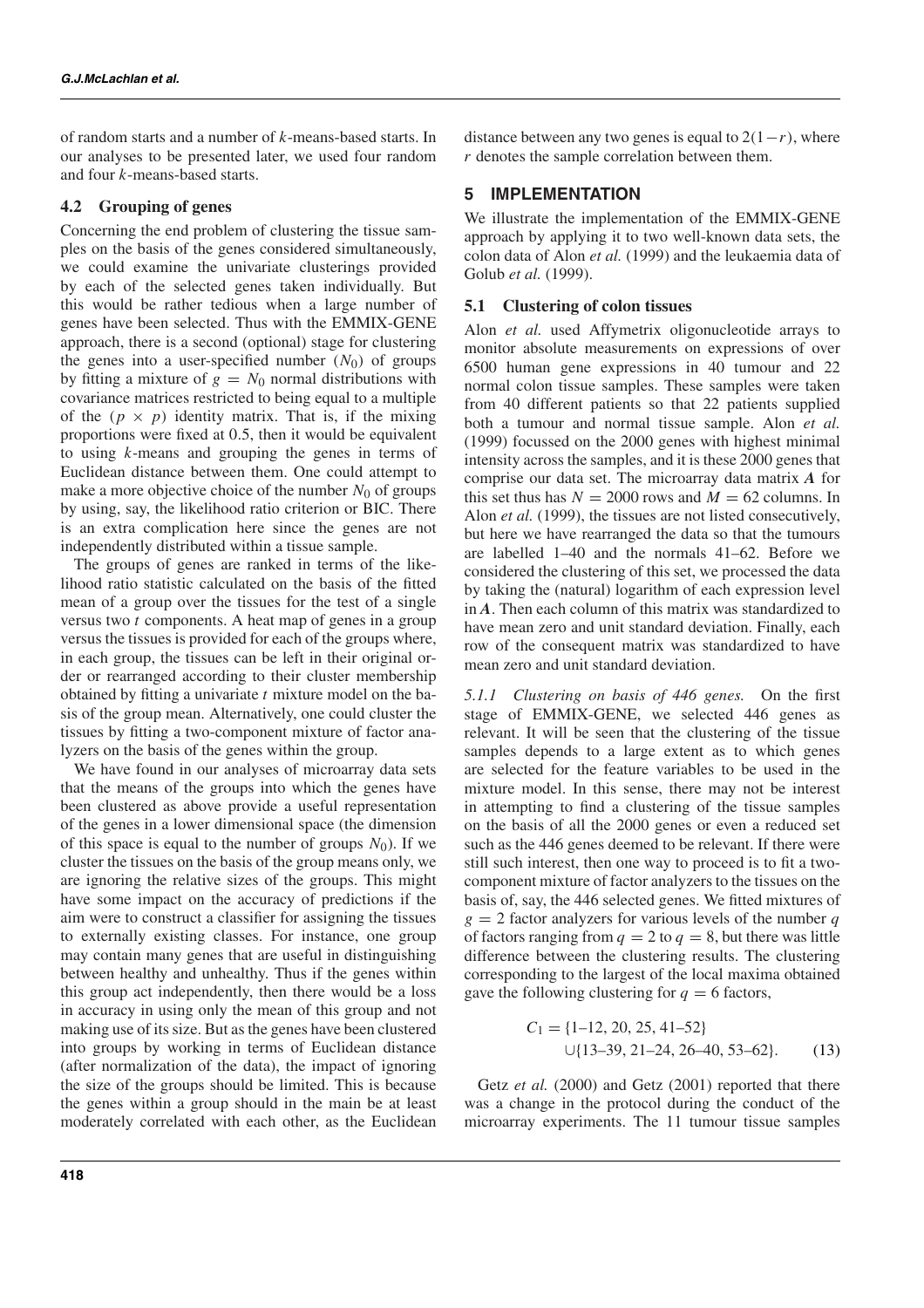of random starts and a number of $k$-means-based starts. In our analyses to be presented later, we used four random and four $k$-means-based starts.

### 4.2 Grouping of genes

Concerning the end problem of clustering the tissue samples on the basis of the genes considered simultaneously, we could examine the univariate clusterings provided by each of the selected genes taken individually. But this would be rather tedious when a large number of genes have been selected. Thus with the EMMIX-GENE approach, there is a second (optional) stage for clustering the genes into a user-specified number ($N_0$) of groups by fitting a mixture of $g = N_0$ normal distributions with covariance matrices restricted to being equal to a multiple of the $(p \times p)$ identity matrix. That is, if the mixing proportions were fixed at 0.5, then it would be equivalent to using $k$-means and grouping the genes in terms of Euclidean distance between them. One could attempt to make a more objective choice of the number $N_0$ of groups by using, say, the likelihood ratio criterion or BIC. There is an extra complication here since the genes are not independently distributed within a tissue sample.

The groups of genes are ranked in terms of the likelihood ratio statistic calculated on the basis of the fitted mean of a group over the tissues for the test of a single versus two $t$ components. A heat map of genes in a group versus the tissues is provided for each of the groups where, in each group, the tissues can be left in their original order or rearranged according to their cluster membership obtained by fitting a univariate $t$ mixture model on the basis of the group mean. Alternatively, one could cluster the tissues by fitting a two-component mixture of factor analyzers on the basis of the genes within the group.

We have found in our analyses of microarray data sets that the means of the groups into which the genes have been clustered as above provide a useful representation of the genes in a lower dimensional space (the dimension of this space is equal to the number of groups $N_0$). If we cluster the tissues on the basis of the group means only, we are ignoring the relative sizes of the groups. This might have some impact on the accuracy of predictions if the aim were to construct a classifier for assigning the tissues to externally existing classes. For instance, one group may contain many genes that are useful in distinguishing between healthy and unhealthy. Thus if the genes within this group act independently, then there would be a loss in accuracy in using only the mean of this group and not making use of its size. But as the genes have been clustered into groups by working in terms of Euclidean distance (after normalization of the data), the impact of ignoring the size of the groups should be limited. This is because the genes within a group should in the main be at least moderately correlated with each other, as the Euclidean distance between any two genes is equal to $2(1-r)$, where $r$ denotes the sample correlation between them.

## 5 IMPLEMENTATION

We illustrate the implementation of the EMMIX-GENE approach by applying it to two well-known data sets, the colon data of Alon *et al.* (1999) and the leukaemia data of Golub *et al.* (1999).

### 5.1 Clustering of colon tissues

Alon *et al.* used Affymetrix oligonucleotide arrays to monitor absolute measurements on expressions of over 6500 human gene expressions in 40 tumour and 22 normal colon tissue samples. These samples were taken from 40 different patients so that 22 patients supplied both a tumour and normal tissue sample. Alon *et al.* (1999) focussed on the 2000 genes with highest minimal intensity across the samples, and it is these 2000 genes that comprise our data set. The microarray data matrix $\boldsymbol{A}$ for this set thus has $N = 2000$ rows and $M = 62$ columns. In Alon *et al.* (1999), the tissues are not listed consecutively, but here we have rearranged the data so that the tumours are labelled 1–40 and the normals 41–62. Before we considered the clustering of this set, we processed the data by taking the (natural) logarithm of each expression level in $\boldsymbol{A}$. Then each column of this matrix was standardized to have mean zero and unit standard deviation. Finally, each row of the consequent matrix was standardized to have mean zero and unit standard deviation.

*5.1.1 Clustering on basis of 446 genes.* On the first stage of EMMIX-GENE, we selected 446 genes as relevant. It will be seen that the clustering of the tissue samples depends to a large extent as to which genes are selected for the feature variables to be used in the mixture model. In this sense, there may not be interest in attempting to find a clustering of the tissue samples on the basis of all the 2000 genes or even a reduced set such as the 446 genes deemed to be relevant. If there were still such interest, then one way to proceed is to fit a two-component mixture of factor analyzers to the tissues on the basis of, say, the 446 selected genes. We fitted mixtures of $g = 2$ factor analyzers for various levels of the number $q$ of factors ranging from $q = 2$ to $q = 8$, but there was little difference between the clustering results. The clustering corresponding to the largest of the local maxima obtained gave the following clustering for $q = 6$ factors,

$$
\begin{aligned}
C_1 = &\{1\text{–}12, 20, 25, 41\text{–}52\} \\
&\cup\{13\text{–}39, 21\text{–}24, 26\text{–}40, 53\text{–}62\}. \qquad (13)
\end{aligned}
$$

Getz *et al.* (2000) and Getz (2001) reported that there was a change in the protocol during the conduct of the microarray experiments. The 11 tumour tissue samples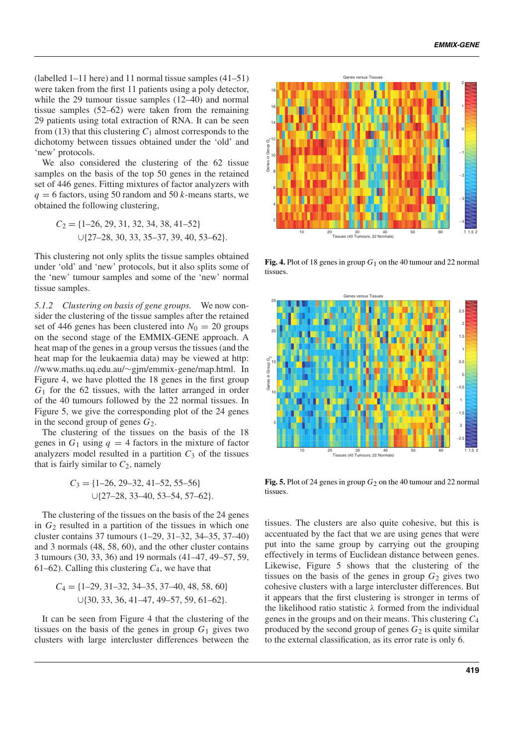(labelled 1–11 here) and 11 normal tissue samples (41–51) were taken from the first 11 patients using a poly detector, while the 29 tumour tissue samples (12–40) and normal tissue samples (52–62) were taken from the remaining 29 patients using total extraction of RNA. It can be seen from (13) that this clustering $C_1$ almost corresponds to the dichotomy between tissues obtained under the 'old' and 'new' protocols.

We also considered the clustering of the 62 tissue samples on the basis of the top 50 genes in the retained set of 446 genes. Fitting mixtures of factor analyzers with $q = 6$ factors, using 50 random and 50 $k$-means starts, we obtained the following clustering,

$$C_2 = \{1\text{–}26, 29, 31, 32, 34, 38, 41\text{–}52\}$$
$$\cup\{27\text{–}28, 30, 33, 35\text{–}37, 39, 40, 53\text{–}62\}.$$

This clustering not only splits the tissue samples obtained under 'old' and 'new' protocols, but it also splits some of the 'new' tumour samples and some of the 'new' normal tissue samples.

*5.1.2 Clustering on basis of gene groups.* We now consider the clustering of the tissue samples after the retained set of 446 genes has been clustered into $N_0 = 20$ groups on the second stage of the EMMIX-GENE approach. A heat map of the genes in a group versus the tissues (and the heat map for the leukaemia data) may be viewed at http://www.maths.uq.edu.au/∼gjm/emmix-gene/map.html. In Figure 4, we have plotted the 18 genes in the first group $G_1$ for the 62 tissues, with the latter arranged in order of the 40 tumours followed by the 22 normal tissues. In Figure 5, we give the corresponding plot of the 24 genes in the second group of genes $G_2$.

The clustering of the tissues on the basis of the 18 genes in $G_1$ using $q = 4$ factors in the mixture of factor analyzers model resulted in a partition $C_3$ of the tissues that is fairly similar to $C_2$, namely

$$C_3 = \{1\text{–}26, 29\text{–}32, 41\text{–}52, 55\text{–}56\}$$
$$\cup\{27\text{–}28, 33\text{–}40, 53\text{–}54, 57\text{–}62\}.$$

The clustering of the tissues on the basis of the 24 genes in $G_2$ resulted in a partition of the tissues in which one cluster contains 37 tumours (1–29, 31–32, 34–35, 37–40) and 3 normals (48, 58, 60) and the other cluster contains 3 tumours (30, 33, 36) and 19 normals (41–47, 49–57, 59, 61–62). Calling this clustering $C_4$, we have that

$$C_4 = \{1\text{–}29, 31\text{–}32, 34\text{–}35, 37\text{–}40, 48, 58, 60\}$$
$$\cup\{30, 33, 36, 41\text{–}47, 49\text{–}57, 59, 61\text{–}62\}.$$

It can be seen from Figure 4 that the clustering of the tissues on the basis of the genes in group $G_1$ gives two clusters with large intercluster differences between the tissues. The clusters are also quite cohesive, but this is accentuated by the fact that we are using genes that were put into the same group by carrying out the grouping effectively in terms of Euclidean distance between genes. Likewise, Figure 5 shows that the clustering of the tissues on the basis of the genes in group $G_2$ gives two cohesive clusters with a large intercluster differences. But it appears that the first clustering is stronger in terms of the likelihood ratio statistic $\lambda$ formed from the individual genes in the groups and on their means. This clustering $C_4$ produced by the second group of genes $G_2$ is quite similar to the external classification, as its error rate is only 6.

**Fig. 4.** Plot of 18 genes in group $G_1$ on the 40 tumour and 22 normal tissues.

**Fig. 5.** Plot of 24 genes in group $G_2$ on the 40 tumour and 22 normal tissues.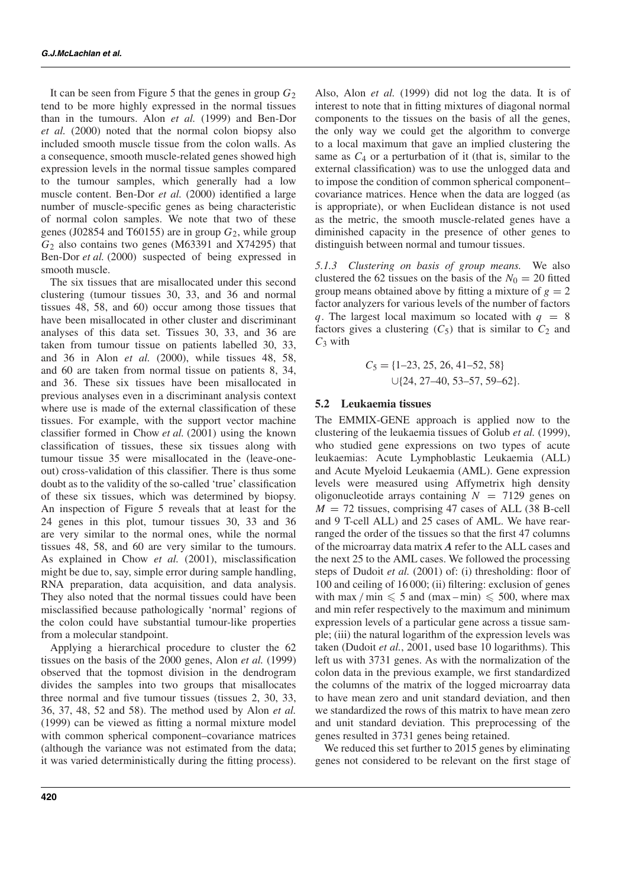It can be seen from Figure 5 that the genes in group $G_2$ tend to be more highly expressed in the normal tissues than in the tumours. Alon *et al.* (1999) and Ben-Dor *et al.* (2000) noted that the normal colon biopsy also included smooth muscle tissue from the colon walls. As a consequence, smooth muscle-related genes showed high expression levels in the normal tissue samples compared to the tumour samples, which generally had a low muscle content. Ben-Dor *et al.* (2000) identified a large number of muscle-specific genes as being characteristic of normal colon samples. We note that two of these genes (J02854 and T60155) are in group $G_2$, while group $G_2$ also contains two genes (M63391 and X74295) that Ben-Dor *et al.* (2000) suspected of being expressed in smooth muscle.

The six tissues that are misallocated under this second clustering (tumour tissues 30, 33, and 36 and normal tissues 48, 58, and 60) occur among those tissues that have been misallocated in other cluster and discriminant analyses of this data set. Tissues 30, 33, and 36 are taken from tumour tissue on patients labelled 30, 33, and 36 in Alon *et al.* (2000), while tissues 48, 58, and 60 are taken from normal tissue on patients 8, 34, and 36. These six tissues have been misallocated in previous analyses even in a discriminant analysis context where use is made of the external classification of these tissues. For example, with the support vector machine classifier formed in Chow *et al.* (2001) using the known classification of tissues, these six tissues along with tumour tissue 35 were misallocated in the (leave-one-out) cross-validation of this classifier. There is thus some doubt as to the validity of the so-called 'true' classification of these six tissues, which was determined by biopsy. An inspection of Figure 5 reveals that at least for the 24 genes in this plot, tumour tissues 30, 33 and 36 are very similar to the normal ones, while the normal tissues 48, 58, and 60 are very similar to the tumours. As explained in Chow *et al.* (2001), misclassification might be due to, say, simple error during sample handling, RNA preparation, data acquisition, and data analysis. They also noted that the normal tissues could have been misclassified because pathologically 'normal' regions of the colon could have substantial tumour-like properties from a molecular standpoint.

Applying a hierarchical procedure to cluster the 62 tissues on the basis of the 2000 genes, Alon *et al.* (1999) observed that the topmost division in the dendrogram divides the samples into two groups that misallocates three normal and five tumour tissues (tissues 2, 30, 33, 36, 37, 48, 52 and 58). The method used by Alon *et al.* (1999) can be viewed as fitting a normal mixture model with common spherical component–covariance matrices (although the variance was not estimated from the data; it was varied deterministically during the fitting process). Also, Alon *et al.* (1999) did not log the data. It is of interest to note that in fitting mixtures of diagonal normal components to the tissues on the basis of all the genes, the only way we could get the algorithm to converge to a local maximum that gave an implied clustering the same as $C_4$ or a perturbation of it (that is, similar to the external classification) was to use the unlogged data and to impose the condition of common spherical component–covariance matrices. Hence when the data are logged (as is appropriate), or when Euclidean distance is not used as the metric, the smooth muscle-related genes have a diminished capacity in the presence of other genes to distinguish between normal and tumour tissues.

*5.1.3 Clustering on basis of group means.* We also clustered the 62 tissues on the basis of the $N_0 = 20$ fitted group means obtained above by fitting a mixture of $g = 2$ factor analyzers for various levels of the number of factors $q$. The largest local maximum so located with $q = 8$ factors gives a clustering ($C_5$) that is similar to $C_2$ and $C_3$ with

$$C_5 = \{1\text{–}23, 25, 26, 41\text{–}52, 58\} \cup \{24, 27\text{–}40, 53\text{–}57, 59\text{–}62\}.$$

## 5.2 Leukaemia tissues

The EMMIX-GENE approach is applied now to the clustering of the leukaemia tissues of Golub *et al.* (1999), who studied gene expressions on two types of acute leukaemias: Acute Lymphoblastic Leukaemia (ALL) and Acute Myeloid Leukaemia (AML). Gene expression levels were measured using Affymetrix high density oligonucleotide arrays containing $N = 7129$ genes on $M = 72$ tissues, comprising 47 cases of ALL (38 B-cell and 9 T-cell ALL) and 25 cases of AML. We have rearranged the order of the tissues so that the first 47 columns of the microarray data matrix $\boldsymbol{A}$ refer to the ALL cases and the next 25 to the AML cases. We followed the processing steps of Dudoit *et al.* (2001) of: (i) thresholding: floor of 100 and ceiling of 16 000; (ii) filtering: exclusion of genes with $\max / \min \leqslant 5$ and $(\max - \min) \leqslant 500$, where max and min refer respectively to the maximum and minimum expression levels of a particular gene across a tissue sample; (iii) the natural logarithm of the expression levels was taken (Dudoit *et al.*, 2001, used base 10 logarithms). This left us with 3731 genes. As with the normalization of the colon data in the previous example, we first standardized the columns of the matrix of the logged microarray data to have mean zero and unit standard deviation, and then we standardized the rows of this matrix to have mean zero and unit standard deviation. This preprocessing of the genes resulted in 3731 genes being retained.

We reduced this set further to 2015 genes by eliminating genes not considered to be relevant on the first stage of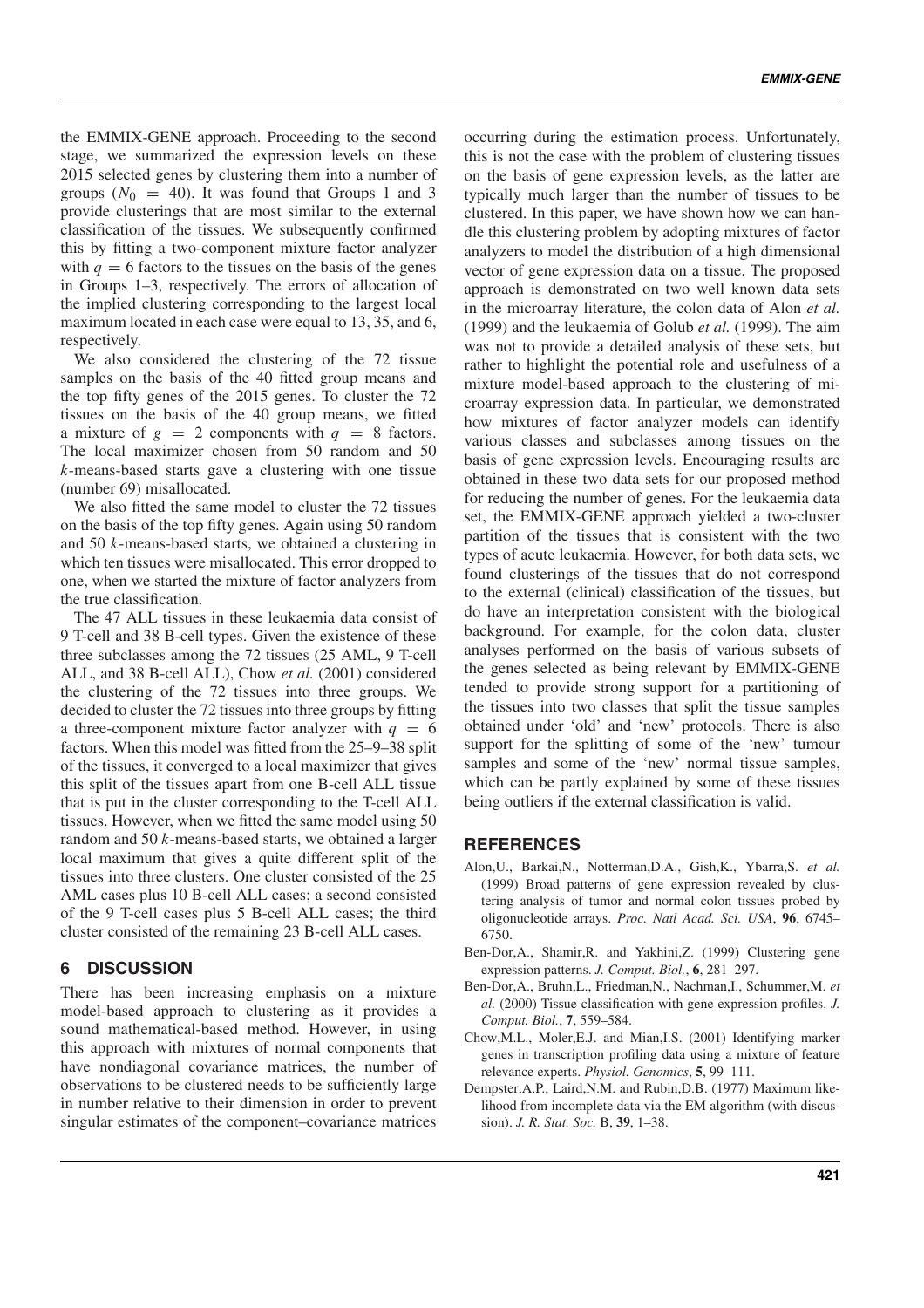the EMMIX-GENE approach. Proceeding to the second stage, we summarized the expression levels on these 2015 selected genes by clustering them into a number of groups ($N_0 = 40$). It was found that Groups 1 and 3 provide clusterings that are most similar to the external classification of the tissues. We subsequently confirmed this by fitting a two-component mixture factor analyzer with $q = 6$ factors to the tissues on the basis of the genes in Groups 1–3, respectively. The errors of allocation of the implied clustering corresponding to the largest local maximum located in each case were equal to 13, 35, and 6, respectively.

We also considered the clustering of the 72 tissue samples on the basis of the 40 fitted group means and the top fifty genes of the 2015 genes. To cluster the 72 tissues on the basis of the 40 group means, we fitted a mixture of $g = 2$ components with $q = 8$ factors. The local maximizer chosen from 50 random and 50 $k$-means-based starts gave a clustering with one tissue (number 69) misallocated.

We also fitted the same model to cluster the 72 tissues on the basis of the top fifty genes. Again using 50 random and 50 $k$-means-based starts, we obtained a clustering in which ten tissues were misallocated. This error dropped to one, when we started the mixture of factor analyzers from the true classification.

The 47 ALL tissues in these leukaemia data consist of 9 T-cell and 38 B-cell types. Given the existence of these three subclasses among the 72 tissues (25 AML, 9 T-cell ALL, and 38 B-cell ALL), Chow *et al.* (2001) considered the clustering of the 72 tissues into three groups. We decided to cluster the 72 tissues into three groups by fitting a three-component mixture factor analyzer with $q = 6$ factors. When this model was fitted from the 25–9–38 split of the tissues, it converged to a local maximizer that gives this split of the tissues apart from one B-cell ALL tissue that is put in the cluster corresponding to the T-cell ALL tissues. However, when we fitted the same model using 50 random and 50 $k$-means-based starts, we obtained a larger local maximum that gives a quite different split of the tissues into three clusters. One cluster consisted of the 25 AML cases plus 10 B-cell ALL cases; a second consisted of the 9 T-cell cases plus 5 B-cell ALL cases; the third cluster consisted of the remaining 23 B-cell ALL cases.

## 6 DISCUSSION

There has been increasing emphasis on a mixture model-based approach to clustering as it provides a sound mathematical-based method. However, in using this approach with mixtures of normal components that have nondiagonal covariance matrices, the number of observations to be clustered needs to be sufficiently large in number relative to their dimension in order to prevent singular estimates of the component–covariance matrices occurring during the estimation process. Unfortunately, this is not the case with the problem of clustering tissues on the basis of gene expression levels, as the latter are typically much larger than the number of tissues to be clustered. In this paper, we have shown how we can handle this clustering problem by adopting mixtures of factor analyzers to model the distribution of a high dimensional vector of gene expression data on a tissue. The proposed approach is demonstrated on two well known data sets in the microarray literature, the colon data of Alon *et al.* (1999) and the leukaemia of Golub *et al.* (1999). The aim was not to provide a detailed analysis of these sets, but rather to highlight the potential role and usefulness of a mixture model-based approach to the clustering of microarray expression data. In particular, we demonstrated how mixtures of factor analyzer models can identify various classes and subclasses among tissues on the basis of gene expression levels. Encouraging results are obtained in these two data sets for our proposed method for reducing the number of genes. For the leukaemia data set, the EMMIX-GENE approach yielded a two-cluster partition of the tissues that is consistent with the two types of acute leukaemia. However, for both data sets, we found clusterings of the tissues that do not correspond to the external (clinical) classification of the tissues, but do have an interpretation consistent with the biological background. For example, for the colon data, cluster analyses performed on the basis of various subsets of the genes selected as being relevant by EMMIX-GENE tended to provide strong support for a partitioning of the tissues into two classes that split the tissue samples obtained under 'old' and 'new' protocols. There is also support for the splitting of some of the 'new' tumour samples and some of the 'new' normal tissue samples, which can be partly explained by some of these tissues being outliers if the external classification is valid.

## REFERENCES

Alon,U., Barkai,N., Notterman,D.A., Gish,K., Ybarra,S. *et al.* (1999) Broad patterns of gene expression revealed by clustering analysis of tumor and normal colon tissues probed by oligonucleotide arrays. *Proc. Natl Acad. Sci. USA*, **96**, 6745–6750.

Ben-Dor,A., Shamir,R. and Yakhini,Z. (1999) Clustering gene expression patterns. *J. Comput. Biol.*, **6**, 281–297.

Ben-Dor,A., Bruhn,L., Friedman,N., Nachman,I., Schummer,M. *et al.* (2000) Tissue classification with gene expression profiles. *J. Comput. Biol.*, **7**, 559–584.

Chow,M.L., Moler,E.J. and Mian,I.S. (2001) Identifying marker genes in transcription profiling data using a mixture of feature relevance experts. *Physiol. Genomics*, **5**, 99–111.

Dempster,A.P., Laird,N.M. and Rubin,D.B. (1977) Maximum likelihood from incomplete data via the EM algorithm (with discussion). *J. R. Stat. Soc.* B, **39**, 1–38.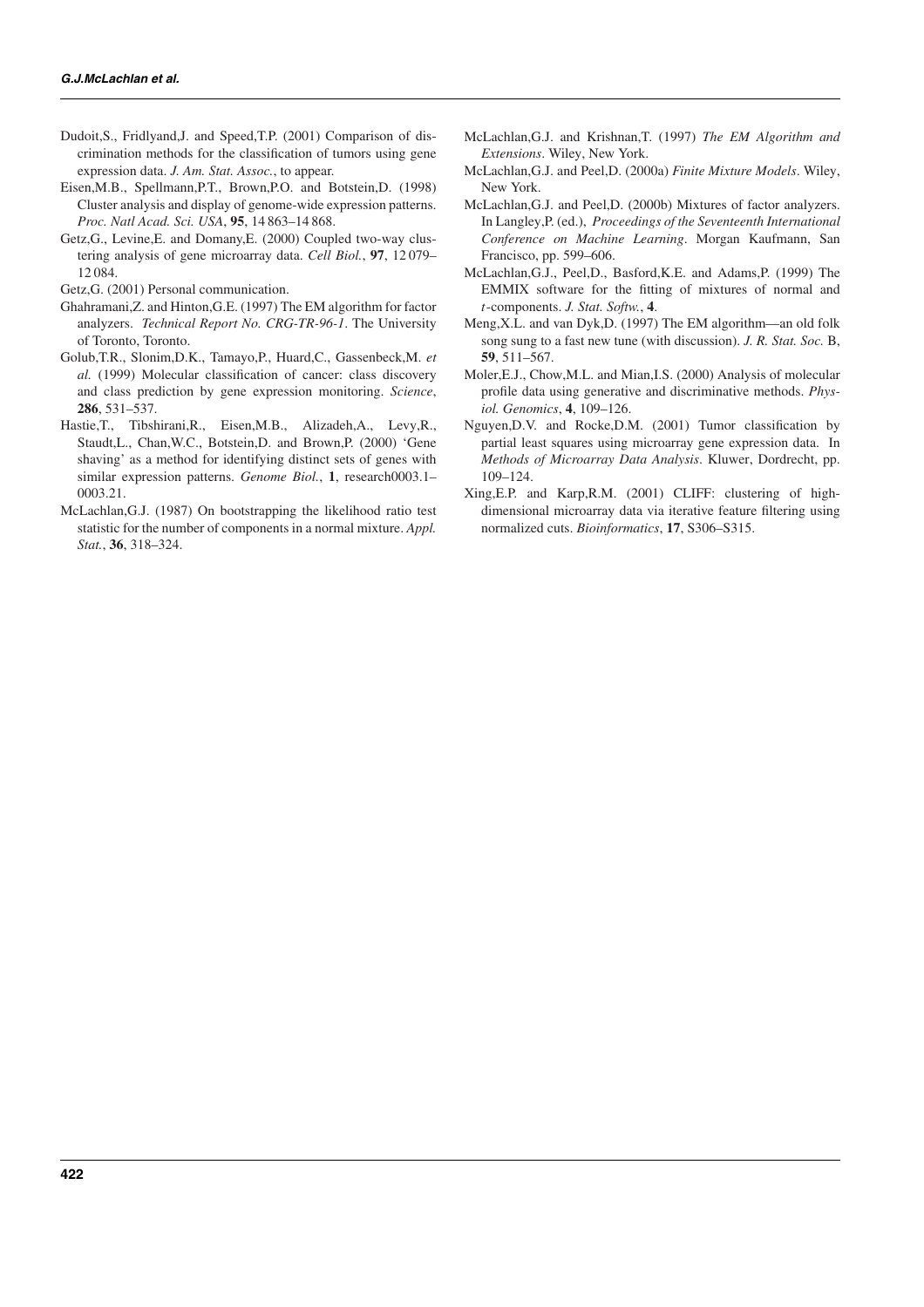Dudoit,S., Fridlyand,J. and Speed,T.P. (2001) Comparison of discrimination methods for the classification of tumors using gene expression data. *J. Am. Stat. Assoc.*, to appear.

Eisen,M.B., Spellmann,P.T., Brown,P.O. and Botstein,D. (1998) Cluster analysis and display of genome-wide expression patterns. *Proc. Natl Acad. Sci. USA*, **95**, 14 863–14 868.

Getz,G., Levine,E. and Domany,E. (2000) Coupled two-way clustering analysis of gene microarray data. *Cell Biol.*, **97**, 12 079–12 084.

Getz,G. (2001) Personal communication.

Ghahramani,Z. and Hinton,G.E. (1997) The EM algorithm for factor analyzers. *Technical Report No. CRG-TR-96-1*. The University of Toronto, Toronto.

Golub,T.R., Slonim,D.K., Tamayo,P., Huard,C., Gassenbeck,M. *et al.* (1999) Molecular classification of cancer: class discovery and class prediction by gene expression monitoring. *Science*, **286**, 531–537.

Hastie,T., Tibshirani,R., Eisen,M.B., Alizadeh,A., Levy,R., Staudt,L., Chan,W.C., Botstein,D. and Brown,P. (2000) 'Gene shaving' as a method for identifying distinct sets of genes with similar expression patterns. *Genome Biol.*, **1**, research0003.1–0003.21.

McLachlan,G.J. (1987) On bootstrapping the likelihood ratio test statistic for the number of components in a normal mixture. *Appl. Stat.*, **36**, 318–324.

McLachlan,G.J. and Krishnan,T. (1997) *The EM Algorithm and Extensions*. Wiley, New York.

McLachlan,G.J. and Peel,D. (2000a) *Finite Mixture Models*. Wiley, New York.

McLachlan,G.J. and Peel,D. (2000b) Mixtures of factor analyzers. In Langley,P. (ed.), *Proceedings of the Seventeenth International Conference on Machine Learning*. Morgan Kaufmann, San Francisco, pp. 599–606.

McLachlan,G.J., Peel,D., Basford,K.E. and Adams,P. (1999) The EMMIX software for the fitting of mixtures of normal and $t$-components. *J. Stat. Softw.*, **4**.

Meng,X.L. and van Dyk,D. (1997) The EM algorithm—an old folk song sung to a fast new tune (with discussion). *J. R. Stat. Soc.* B, **59**, 511–567.

Moler,E.J., Chow,M.L. and Mian,I.S. (2000) Analysis of molecular profile data using generative and discriminative methods. *Physiol. Genomics*, **4**, 109–126.

Nguyen,D.V. and Rocke,D.M. (2001) Tumor classification by partial least squares using microarray gene expression data. In *Methods of Microarray Data Analysis*. Kluwer, Dordrecht, pp. 109–124.

Xing,E.P. and Karp,R.M. (2001) CLIFF: clustering of high-dimensional microarray data via iterative feature filtering using normalized cuts. *Bioinformatics*, **17**, S306–S315.